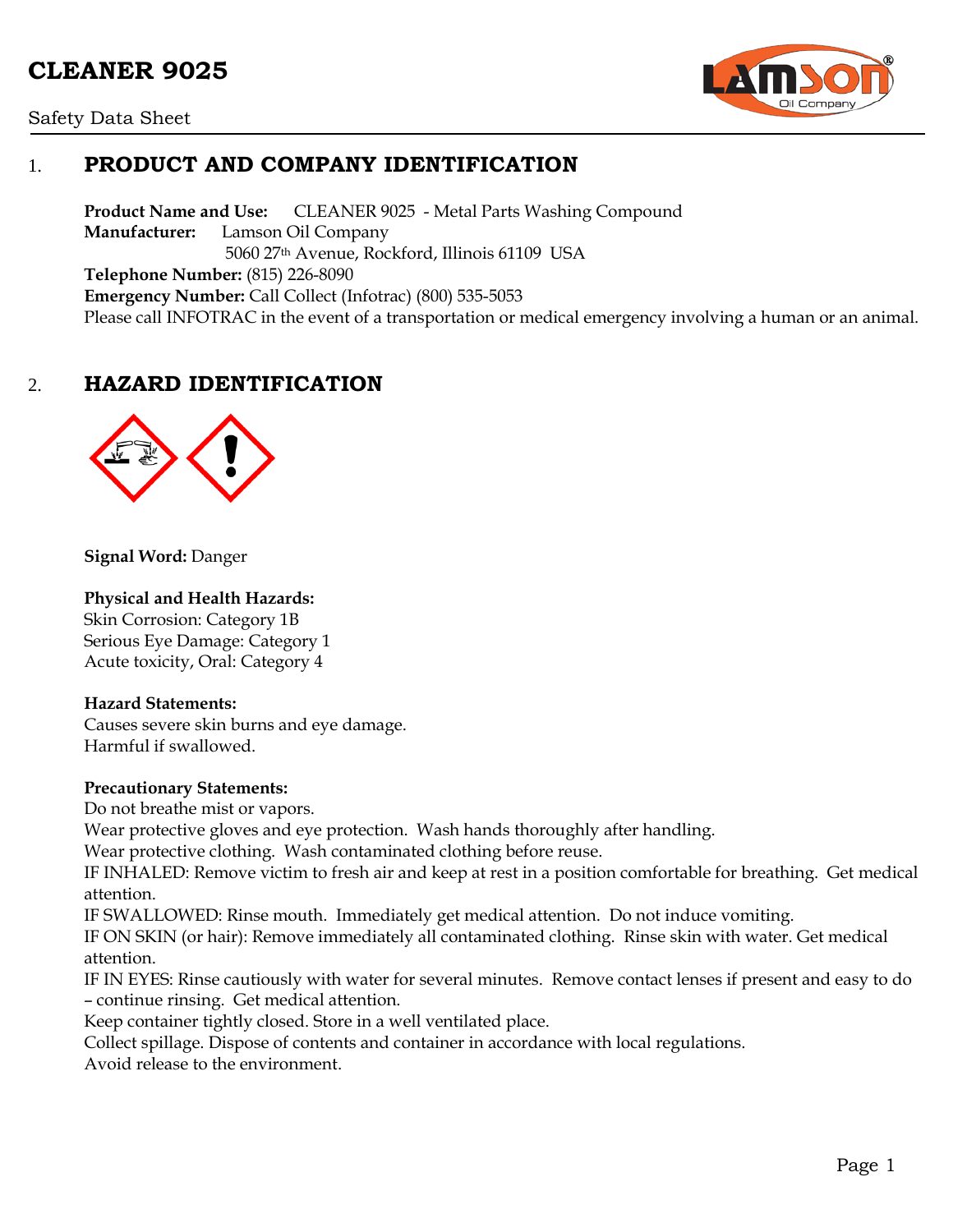# CLEANER 9025

Safety Data Sheet

## 1. PRODUCT AND COMPANY IDENTIFICATION

**Product Name and Use:** CLEANER 9025 - Metal Parts Washing Compound
**Manufacturer:** Lamson Oil Company
5060 27th Avenue, Rockford, Illinois 61109 USA
**Telephone Number:** (815) 226-8090
**Emergency Number:** Call Collect (Infotrac) (800) 535-5053
Please call INFOTRAC in the event of a transportation or medical emergency involving a human or an animal.

## 2. HAZARD IDENTIFICATION

**Signal Word:** Danger

**Physical and Health Hazards:**
Skin Corrosion: Category 1B
Serious Eye Damage: Category 1
Acute toxicity, Oral: Category 4

**Hazard Statements:**
Causes severe skin burns and eye damage.
Harmful if swallowed.

**Precautionary Statements:**
Do not breathe mist or vapors.
Wear protective gloves and eye protection. Wash hands thoroughly after handling.
Wear protective clothing. Wash contaminated clothing before reuse.
IF INHALED: Remove victim to fresh air and keep at rest in a position comfortable for breathing. Get medical attention.
IF SWALLOWED: Rinse mouth. Immediately get medical attention. Do not induce vomiting.
IF ON SKIN (or hair): Remove immediately all contaminated clothing. Rinse skin with water. Get medical attention.
IF IN EYES: Rinse cautiously with water for several minutes. Remove contact lenses if present and easy to do – continue rinsing. Get medical attention.
Keep container tightly closed. Store in a well ventilated place.
Collect spillage. Dispose of contents and container in accordance with local regulations.
Avoid release to the environment.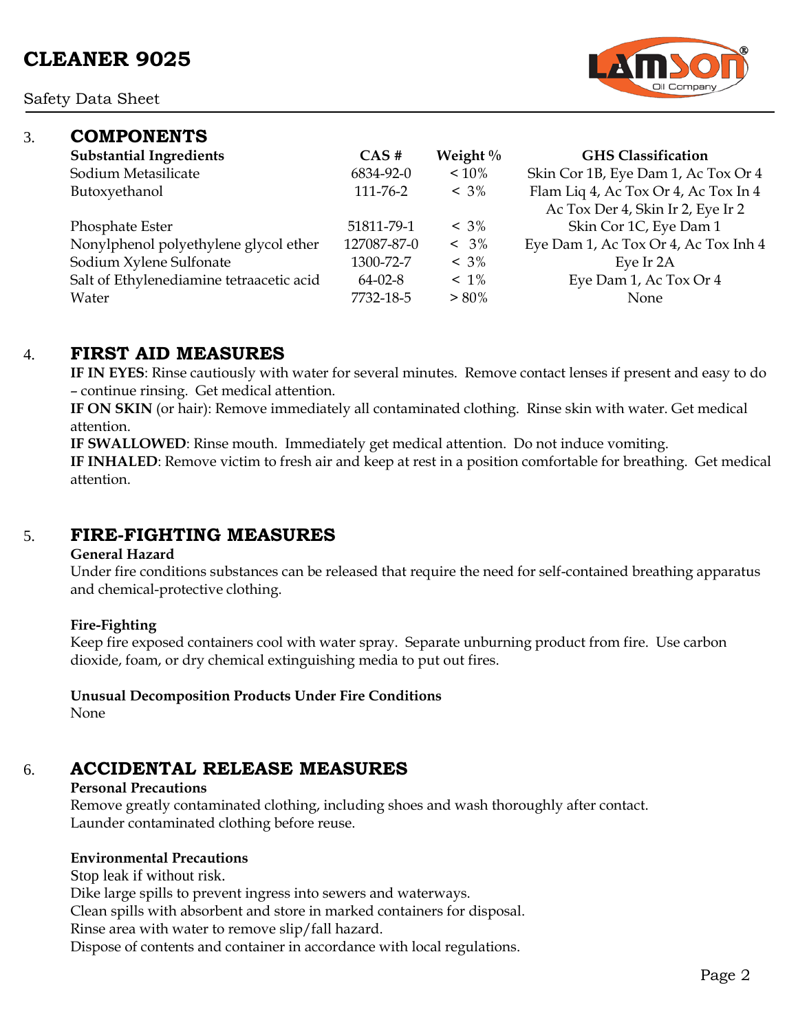## 3. COMPONENTS

| Substantial Ingredients | CAS # | Weight % | GHS Classification |
|---|---|---|---|
| Sodium Metasilicate | 6834-92-0 | < 10% | Skin Cor 1B, Eye Dam 1, Ac Tox Or 4 |
| Butoxyethanol | 111-76-2 | < 3% | Flam Liq 4, Ac Tox Or 4, Ac Tox In 4 Ac Tox Der 4, Skin Ir 2, Eye Ir 2 |
| Phosphate Ester | 51811-79-1 | < 3% | Skin Cor 1C, Eye Dam 1 |
| Nonylphenol polyethylene glycol ether | 127087-87-0 | < 3% | Eye Dam 1, Ac Tox Or 4, Ac Tox Inh 4 |
| Sodium Xylene Sulfonate | 1300-72-7 | < 3% | Eye Ir 2A |
| Salt of Ethylenediamine tetraacetic acid | 64-02-8 | < 1% | Eye Dam 1, Ac Tox Or 4 |
| Water | 7732-18-5 | > 80% | None |

## 4. FIRST AID MEASURES

**IF IN EYES**: Rinse cautiously with water for several minutes. Remove contact lenses if present and easy to do – continue rinsing. Get medical attention.
**IF ON SKIN** (or hair): Remove immediately all contaminated clothing. Rinse skin with water. Get medical attention.
**IF SWALLOWED**: Rinse mouth. Immediately get medical attention. Do not induce vomiting.
**IF INHALED**: Remove victim to fresh air and keep at rest in a position comfortable for breathing. Get medical attention.

## 5. FIRE-FIGHTING MEASURES

**General Hazard**
Under fire conditions substances can be released that require the need for self-contained breathing apparatus and chemical-protective clothing.

**Fire-Fighting**
Keep fire exposed containers cool with water spray. Separate unburning product from fire. Use carbon dioxide, foam, or dry chemical extinguishing media to put out fires.

**Unusual Decomposition Products Under Fire Conditions**
None

## 6. ACCIDENTAL RELEASE MEASURES

**Personal Precautions**
Remove greatly contaminated clothing, including shoes and wash thoroughly after contact.
Launder contaminated clothing before reuse.

**Environmental Precautions**
Stop leak if without risk.
Dike large spills to prevent ingress into sewers and waterways.
Clean spills with absorbent and store in marked containers for disposal.
Rinse area with water to remove slip/fall hazard.
Dispose of contents and container in accordance with local regulations.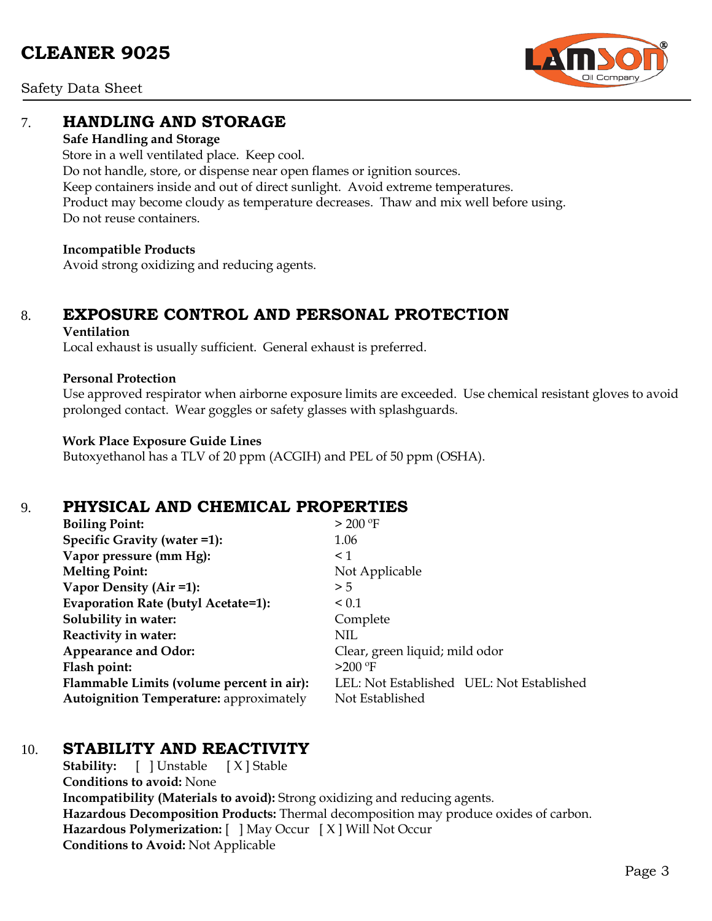## 7. HANDLING AND STORAGE

**Safe Handling and Storage**

Store in a well ventilated place. Keep cool.
Do not handle, store, or dispense near open flames or ignition sources.
Keep containers inside and out of direct sunlight. Avoid extreme temperatures.
Product may become cloudy as temperature decreases. Thaw and mix well before using.
Do not reuse containers.

**Incompatible Products**

Avoid strong oxidizing and reducing agents.

## 8. EXPOSURE CONTROL AND PERSONAL PROTECTION

**Ventilation**

Local exhaust is usually sufficient. General exhaust is preferred.

**Personal Protection**

Use approved respirator when airborne exposure limits are exceeded. Use chemical resistant gloves to avoid prolonged contact. Wear goggles or safety glasses with splashguards.

**Work Place Exposure Guide Lines**

Butoxyethanol has a TLV of 20 ppm (ACGIH) and PEL of 50 ppm (OSHA).

## 9. PHYSICAL AND CHEMICAL PROPERTIES

| | |
|---|---|
| **Boiling Point:** | > 200 ºF |
| **Specific Gravity (water =1):** | 1.06 |
| **Vapor pressure (mm Hg):** | < 1 |
| **Melting Point:** | Not Applicable |
| **Vapor Density (Air =1):** | > 5 |
| **Evaporation Rate (butyl Acetate=1):** | < 0.1 |
| **Solubility in water:** | Complete |
| **Reactivity in water:** | NIL |
| **Appearance and Odor:** | Clear, green liquid; mild odor |
| **Flash point:** | >200 ºF |
| **Flammable Limits (volume percent in air):** | LEL: Not Established UEL: Not Established |
| **Autoignition Temperature:** approximately | Not Established |

## 10. STABILITY AND REACTIVITY

**Stability:** [ ] Unstable [ X ] Stable
**Conditions to avoid:** None
**Incompatibility (Materials to avoid):** Strong oxidizing and reducing agents.
**Hazardous Decomposition Products:** Thermal decomposition may produce oxides of carbon.
**Hazardous Polymerization:** [ ] May Occur [ X ] Will Not Occur
**Conditions to Avoid:** Not Applicable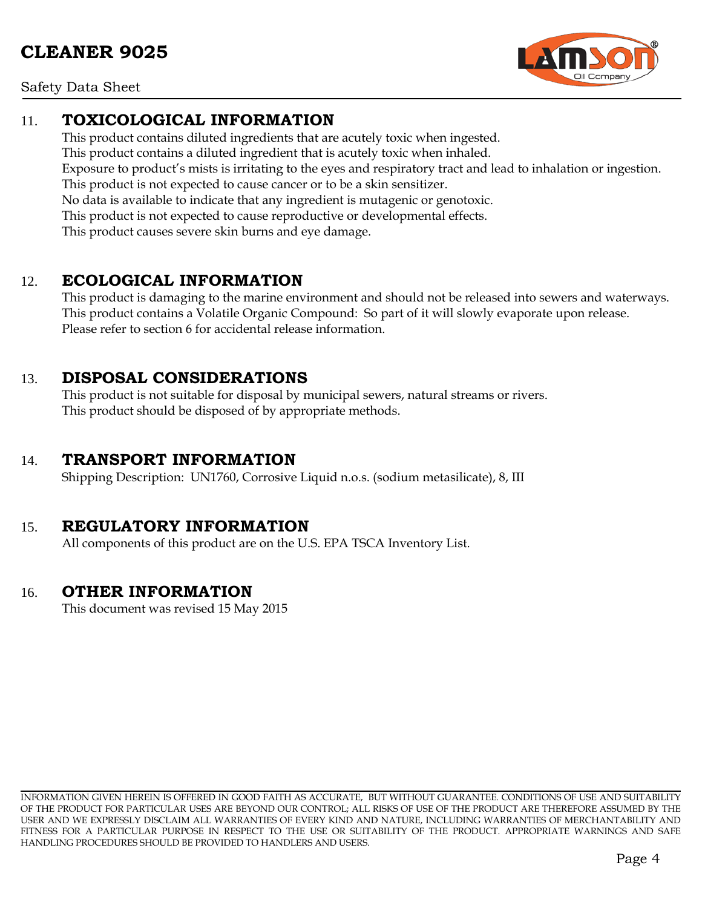## 11. TOXICOLOGICAL INFORMATION

This product contains diluted ingredients that are acutely toxic when ingested.
This product contains a diluted ingredient that is acutely toxic when inhaled.
Exposure to product's mists is irritating to the eyes and respiratory tract and lead to inhalation or ingestion.
This product is not expected to cause cancer or to be a skin sensitizer.
No data is available to indicate that any ingredient is mutagenic or genotoxic.
This product is not expected to cause reproductive or developmental effects.
This product causes severe skin burns and eye damage.

## 12. ECOLOGICAL INFORMATION

This product is damaging to the marine environment and should not be released into sewers and waterways.
This product contains a Volatile Organic Compound: So part of it will slowly evaporate upon release.
Please refer to section 6 for accidental release information.

## 13. DISPOSAL CONSIDERATIONS

This product is not suitable for disposal by municipal sewers, natural streams or rivers.
This product should be disposed of by appropriate methods.

## 14. TRANSPORT INFORMATION

Shipping Description: UN1760, Corrosive Liquid n.o.s. (sodium metasilicate), 8, III

## 15. REGULATORY INFORMATION

All components of this product are on the U.S. EPA TSCA Inventory List.

## 16. OTHER INFORMATION

This document was revised 15 May 2015

INFORMATION GIVEN HEREIN IS OFFERED IN GOOD FAITH AS ACCURATE, BUT WITHOUT GUARANTEE. CONDITIONS OF USE AND SUITABILITY OF THE PRODUCT FOR PARTICULAR USES ARE BEYOND OUR CONTROL; ALL RISKS OF USE OF THE PRODUCT ARE THEREFORE ASSUMED BY THE USER AND WE EXPRESSLY DISCLAIM ALL WARRANTIES OF EVERY KIND AND NATURE, INCLUDING WARRANTIES OF MERCHANTABILITY AND FITNESS FOR A PARTICULAR PURPOSE IN RESPECT TO THE USE OR SUITABILITY OF THE PRODUCT. APPROPRIATE WARNINGS AND SAFE HANDLING PROCEDURES SHOULD BE PROVIDED TO HANDLERS AND USERS.